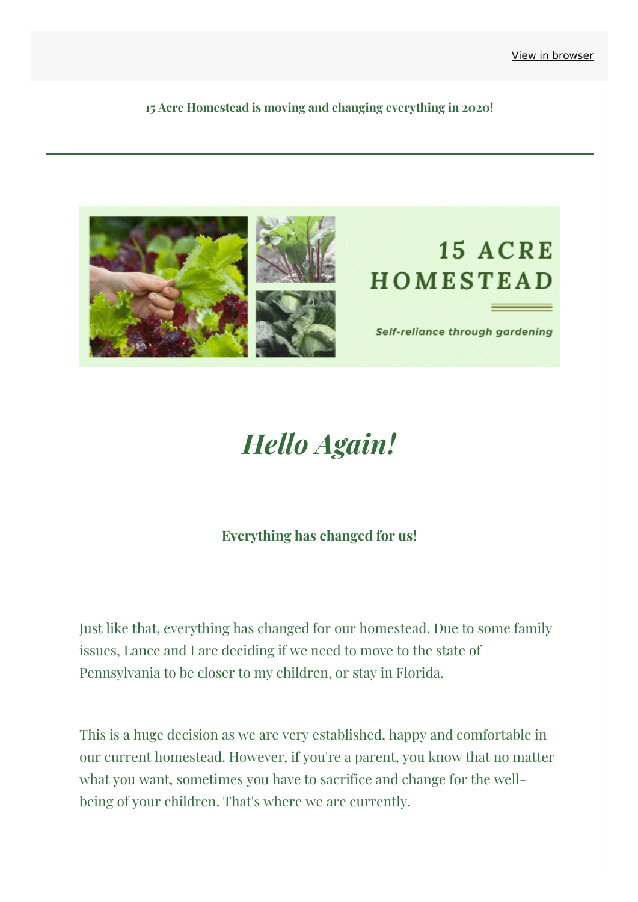View in browser

**15 Acre Homestead is moving and changing everything in 2020!**

---

15 ACRE HOMESTEAD

*Self-reliance through gardening*

# *Hello Again!*

**Everything has changed for us!**

Just like that, everything has changed for our homestead. Due to some family issues, Lance and I are deciding if we need to move to the state of Pennsylvania to be closer to my children, or stay in Florida.

This is a huge decision as we are very established, happy and comfortable in our current homestead. However, if you're a parent, you know that no matter what you want, sometimes you have to sacrifice and change for the well-being of your children. That's where we are currently.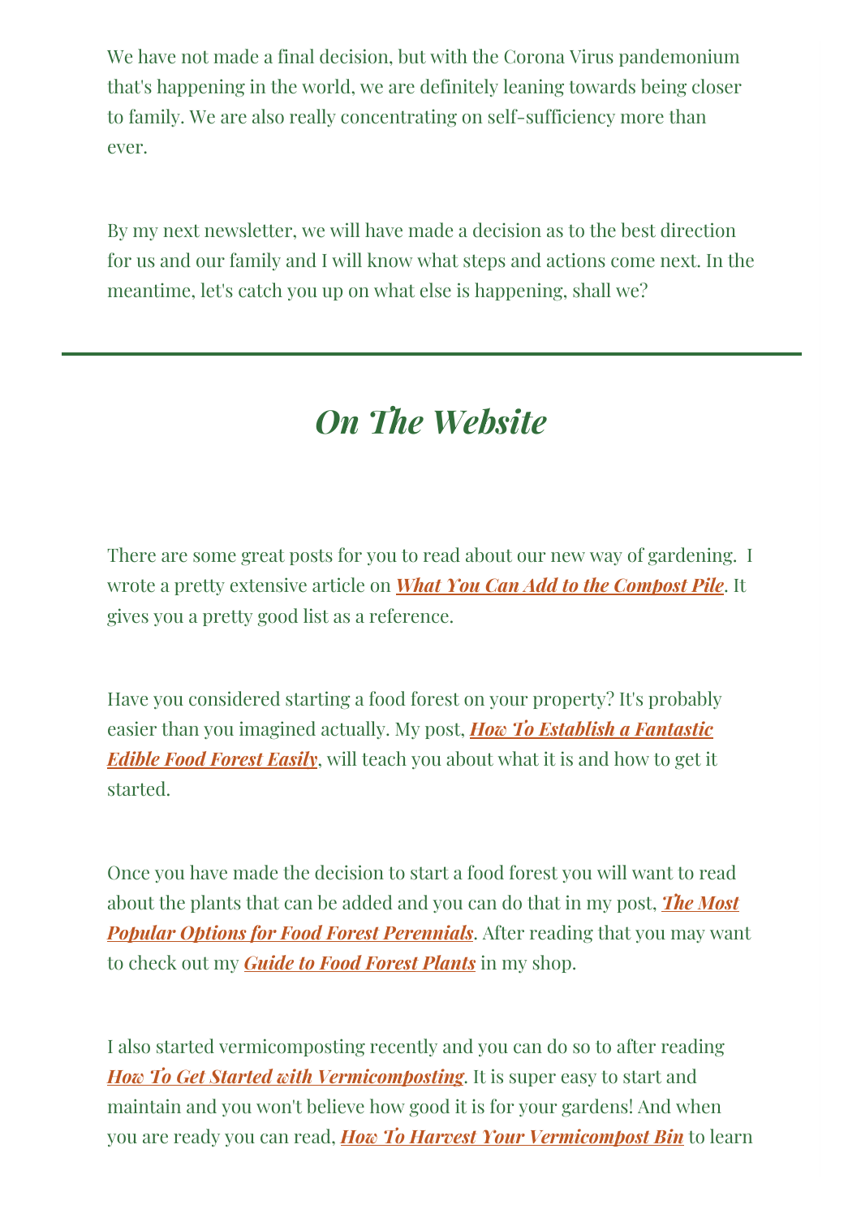We have not made a final decision, but with the Corona Virus pandemonium that's happening in the world, we are definitely leaning towards being closer to family. We are also really concentrating on self-sufficiency more than ever.

By my next newsletter, we will have made a decision as to the best direction for us and our family and I will know what steps and actions come next. In the meantime, let's catch you up on what else is happening, shall we?

---

## *On The Website*

There are some great posts for you to read about our new way of gardening. I wrote a pretty extensive article on ***What You Can Add to the Compost Pile***. It gives you a pretty good list as a reference.

Have you considered starting a food forest on your property? It's probably easier than you imagined actually. My post, ***How To Establish a Fantastic Edible Food Forest Easily***, will teach you about what it is and how to get it started.

Once you have made the decision to start a food forest you will want to read about the plants that can be added and you can do that in my post, ***The Most Popular Options for Food Forest Perennials***. After reading that you may want to check out my ***Guide to Food Forest Plants*** in my shop.

I also started vermicomposting recently and you can do so to after reading ***How To Get Started with Vermicomposting***. It is super easy to start and maintain and you won't believe how good it is for your gardens! And when you are ready you can read, ***How To Harvest Your Vermicompost Bin*** to learn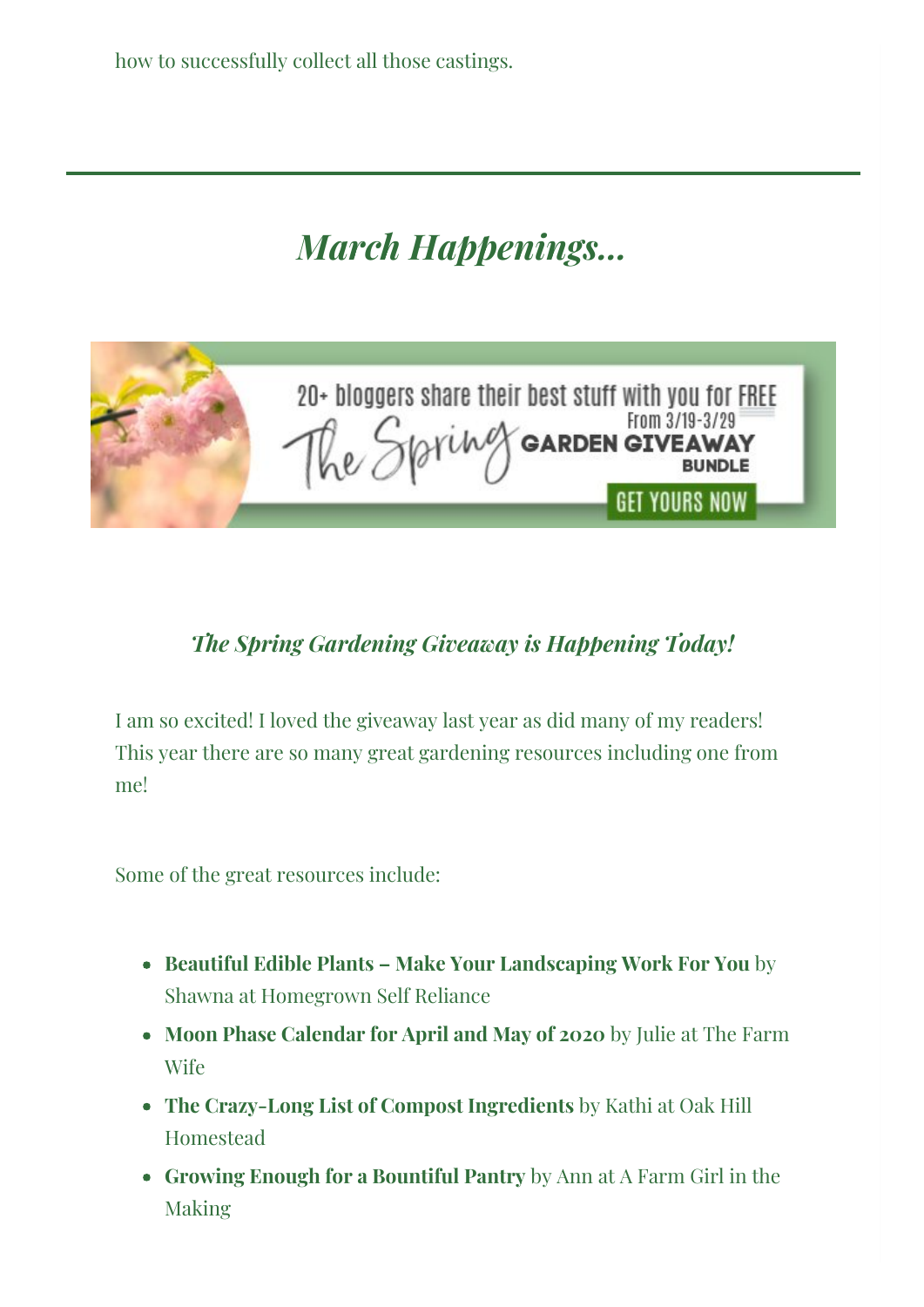how to successfully collect all those castings.

---

## *March Happenings...*

### *The Spring Gardening Giveaway is Happening Today!*

I am so excited! I loved the giveaway last year as did many of my readers! This year there are so many great gardening resources including one from me!

Some of the great resources include:

- **Beautiful Edible Plants – Make Your Landscaping Work For You** by Shawna at Homegrown Self Reliance
- **Moon Phase Calendar for April and May of 2020** by Julie at The Farm Wife
- **The Crazy-Long List of Compost Ingredients** by Kathi at Oak Hill Homestead
- **Growing Enough for a Bountiful Pantry** by Ann at A Farm Girl in the Making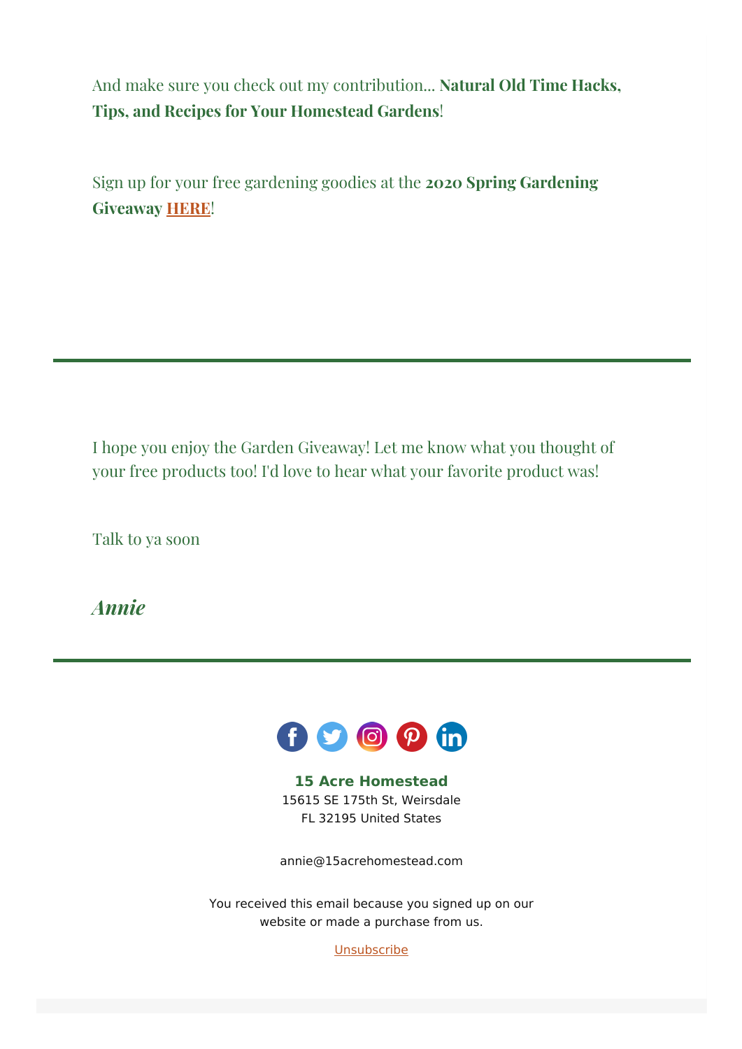And make sure you check out my contribution... **Natural Old Time Hacks, Tips, and Recipes for Your Homestead Gardens**!

Sign up for your free gardening goodies at the **2020 Spring Gardening Giveaway HERE**!

---

I hope you enjoy the Garden Giveaway! Let me know what you thought of your free products too! I'd love to hear what your favorite product was!

Talk to ya soon

***Annie***

---

**15 Acre Homestead**
15615 SE 175th St, Weirsdale
FL 32195 United States

annie@15acrehomestead.com

You received this email because you signed up on our website or made a purchase from us.

Unsubscribe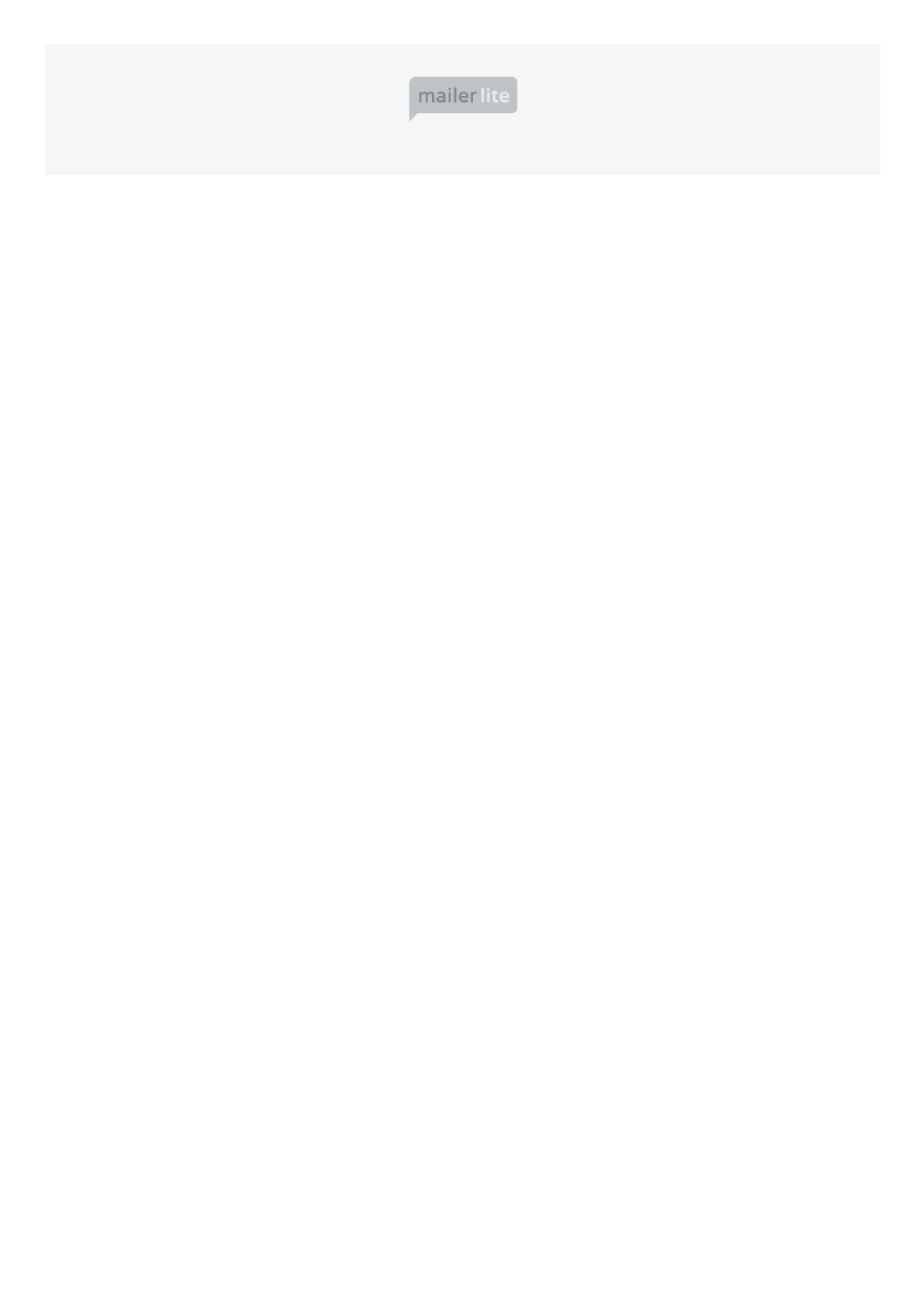mailer lite